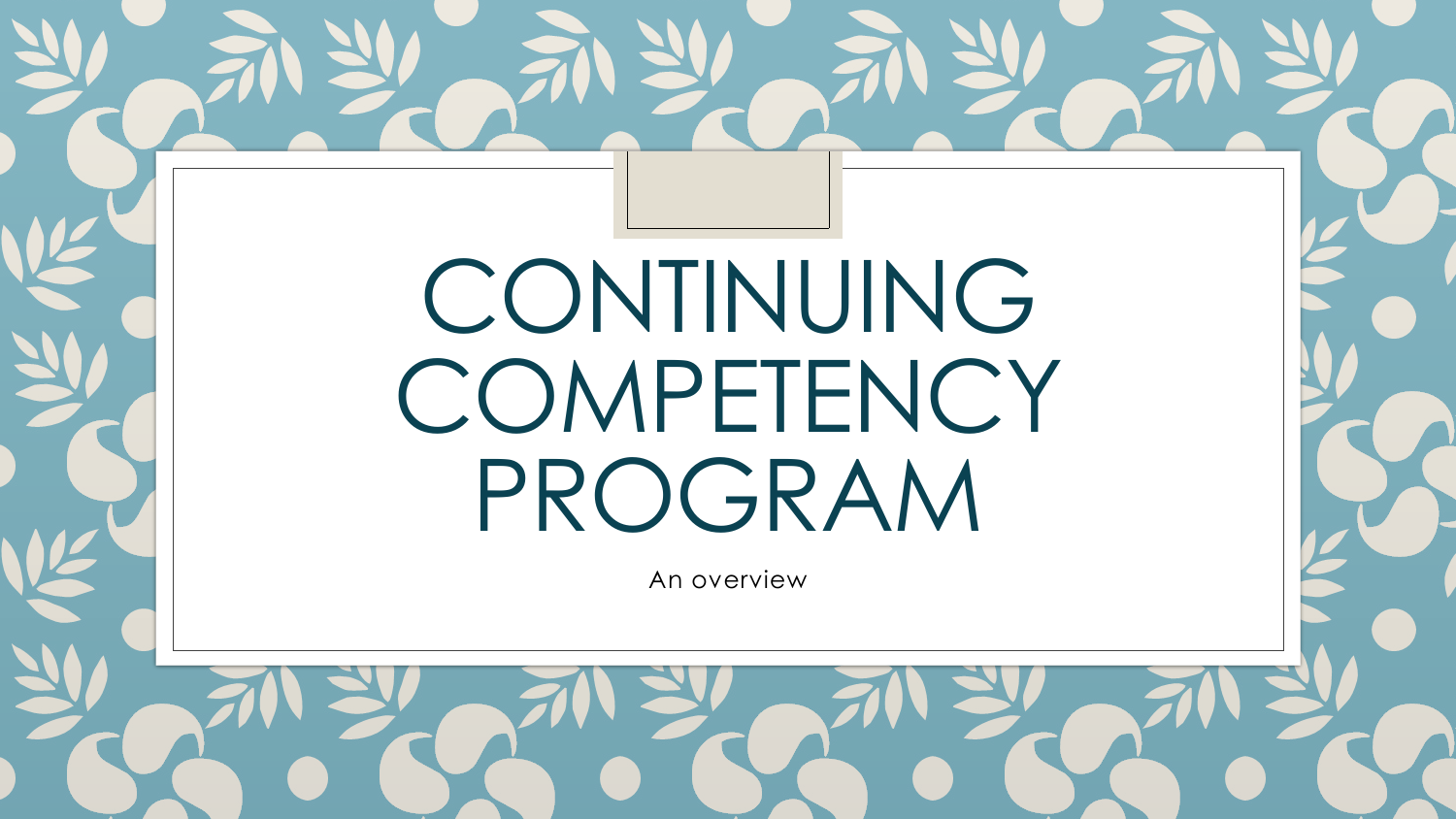# CONTINUING COMPETENCY PROGRAM

An overview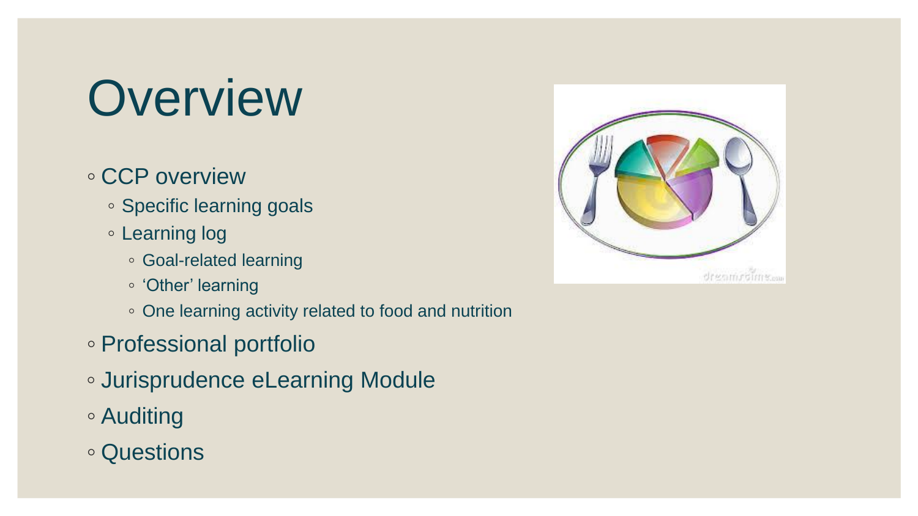# Overview

- CCP overview
  - Specific learning goals
  - Learning log
    - Goal-related learning
    - 'Other' learning
    - One learning activity related to food and nutrition
- Professional portfolio
- Jurisprudence eLearning Module
- Auditing
- Questions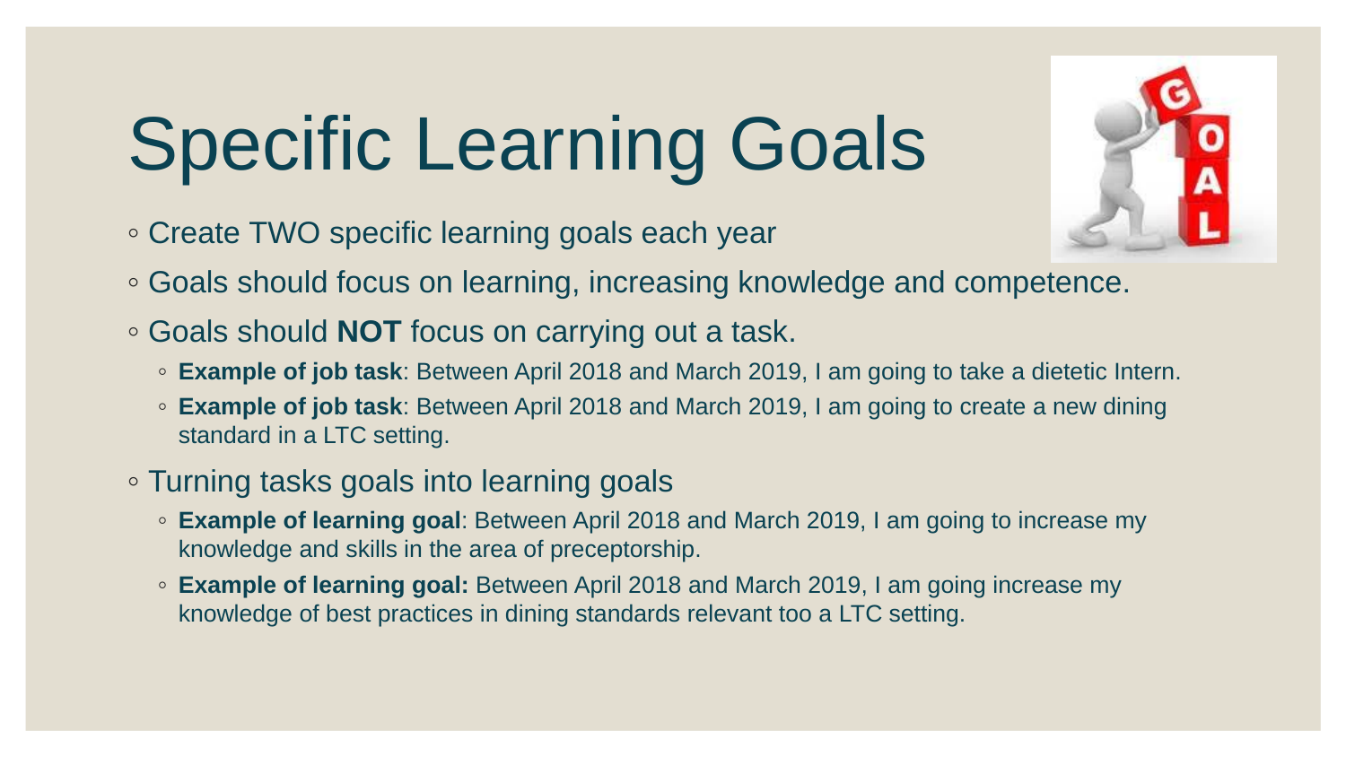# Specific Learning Goals

- Create TWO specific learning goals each year
- Goals should focus on learning, increasing knowledge and competence.
- Goals should **NOT** focus on carrying out a task.
  - **Example of job task**: Between April 2018 and March 2019, I am going to take a dietetic Intern.
  - **Example of job task**: Between April 2018 and March 2019, I am going to create a new dining standard in a LTC setting.
- Turning tasks goals into learning goals
  - **Example of learning goal**: Between April 2018 and March 2019, I am going to increase my knowledge and skills in the area of preceptorship.
  - **Example of learning goal:** Between April 2018 and March 2019, I am going increase my knowledge of best practices in dining standards relevant too a LTC setting.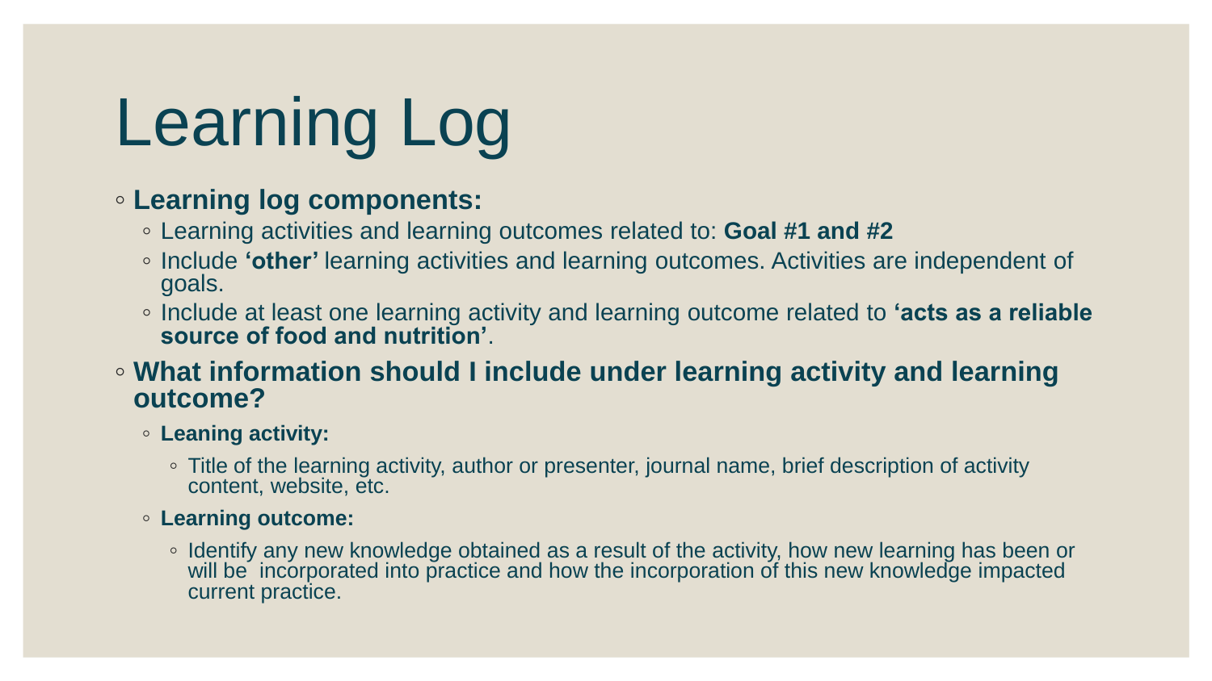# Learning Log

- **Learning log components:**
  - Learning activities and learning outcomes related to: **Goal #1 and #2**
  - Include **'other'** learning activities and learning outcomes. Activities are independent of goals.
  - Include at least one learning activity and learning outcome related to **'acts as a reliable source of food and nutrition'**.
- **What information should I include under learning activity and learning outcome?**
  - **Leaning activity:**
    - Title of the learning activity, author or presenter, journal name, brief description of activity content, website, etc.
  - **Learning outcome:**
    - Identify any new knowledge obtained as a result of the activity, how new learning has been or will be incorporated into practice and how the incorporation of this new knowledge impacted current practice.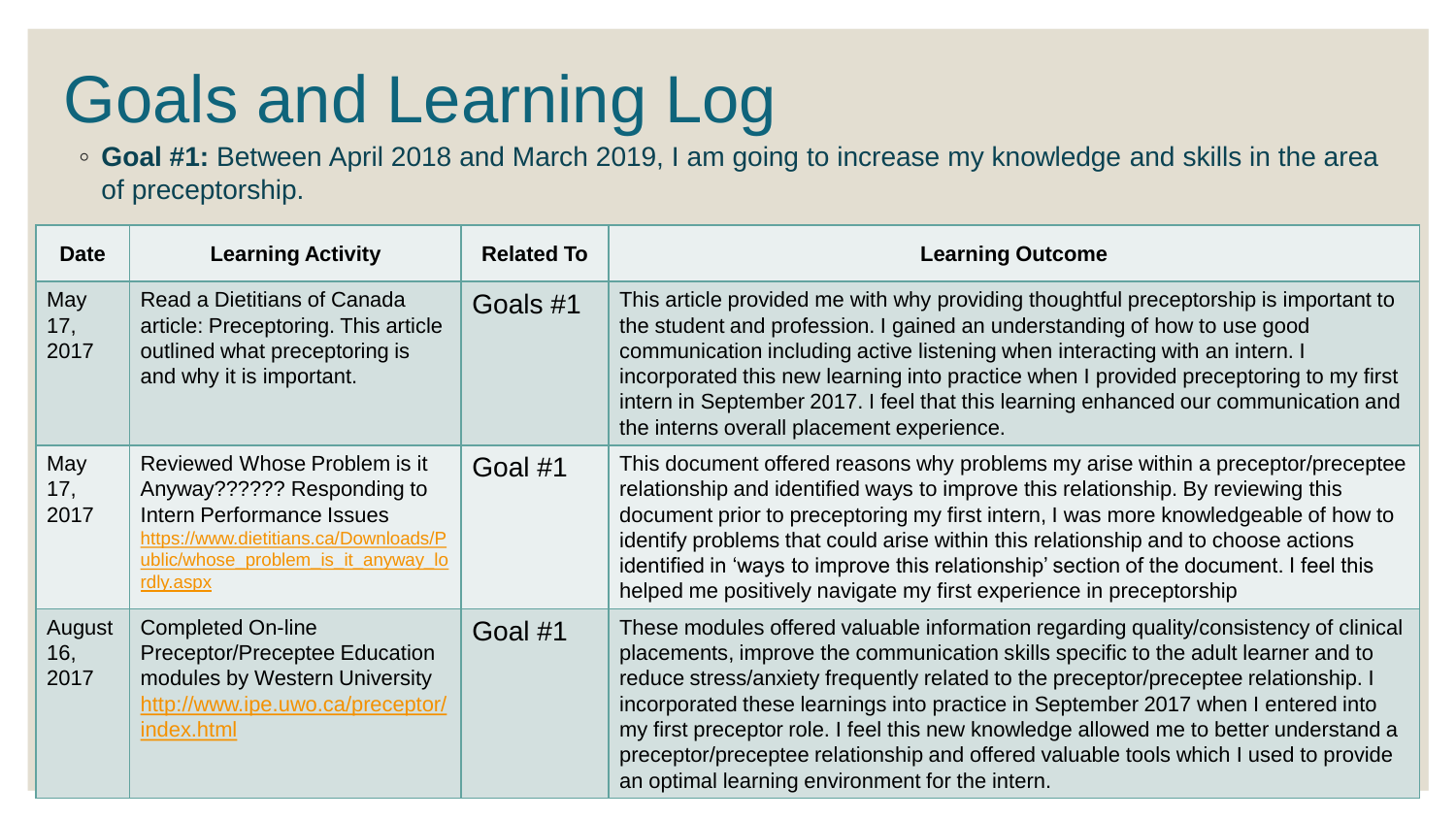# Goals and Learning Log

- **Goal #1:** Between April 2018 and March 2019, I am going to increase my knowledge and skills in the area of preceptorship.

| Date | Learning Activity | Related To | Learning Outcome |
|---|---|---|---|
| May 17, 2017 | Read a Dietitians of Canada article: Preceptoring. This article outlined what preceptoring is and why it is important. | Goals #1 | This article provided me with why providing thoughtful preceptorship is important to the student and profession. I gained an understanding of how to use good communication including active listening when interacting with an intern. I incorporated this new learning into practice when I provided preceptoring to my first intern in September 2017. I feel that this learning enhanced our communication and the interns overall placement experience. |
| May 17, 2017 | Reviewed Whose Problem is it Anyway?????? Responding to Intern Performance Issues https://www.dietitians.ca/Downloads/Public/whose_problem_is_it_anyway_lordly.aspx | Goal #1 | This document offered reasons why problems my arise within a preceptor/preceptee relationship and identified ways to improve this relationship. By reviewing this document prior to preceptoring my first intern, I was more knowledgeable of how to identify problems that could arise within this relationship and to choose actions identified in 'ways to improve this relationship' section of the document. I feel this helped me positively navigate my first experience in preceptorship |
| August 16, 2017 | Completed On-line Preceptor/Preceptee Education modules by Western University http://www.ipe.uwo.ca/preceptor/index.html | Goal #1 | These modules offered valuable information regarding quality/consistency of clinical placements, improve the communication skills specific to the adult learner and to reduce stress/anxiety frequently related to the preceptor/preceptee relationship. I incorporated these learnings into practice in September 2017 when I entered into my first preceptor role. I feel this new knowledge allowed me to better understand a preceptor/preceptee relationship and offered valuable tools which I used to provide an optimal learning environment for the intern. |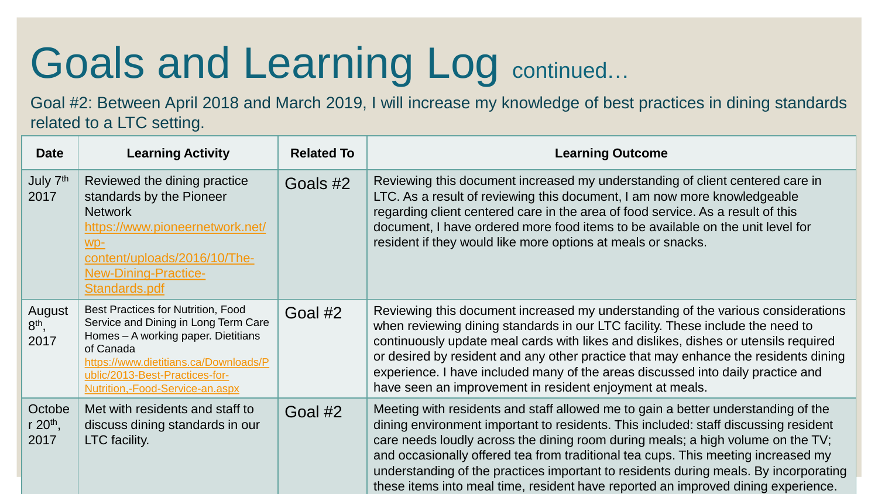# Goals and Learning Log continued…

Goal #2: Between April 2018 and March 2019, I will increase my knowledge of best practices in dining standards related to a LTC setting.

| Date | Learning Activity | Related To | Learning Outcome |
|---|---|---|---|
| July 7th 2017 | Reviewed the dining practice standards by the Pioneer Network https://www.pioneernetwork.net/wp-content/uploads/2016/10/The-New-Dining-Practice-Standards.pdf | Goals #2 | Reviewing this document increased my understanding of client centered care in LTC. As a result of reviewing this document, I am now more knowledgeable regarding client centered care in the area of food service. As a result of this document, I have ordered more food items to be available on the unit level for resident if they would like more options at meals or snacks. |
| August 8th, 2017 | Best Practices for Nutrition, Food Service and Dining in Long Term Care Homes – A working paper. Dietitians of Canada https://www.dietitians.ca/Downloads/Public/2013-Best-Practices-for-Nutrition,-Food-Service-an.aspx | Goal #2 | Reviewing this document increased my understanding of the various considerations when reviewing dining standards in our LTC facility. These include the need to continuously update meal cards with likes and dislikes, dishes or utensils required or desired by resident and any other practice that may enhance the residents dining experience. I have included many of the areas discussed into daily practice and have seen an improvement in resident enjoyment at meals. |
| October 20th, 2017 | Met with residents and staff to discuss dining standards in our LTC facility. | Goal #2 | Meeting with residents and staff allowed me to gain a better understanding of the dining environment important to residents. This included: staff discussing resident care needs loudly across the dining room during meals; a high volume on the TV; and occasionally offered tea from traditional tea cups. This meeting increased my understanding of the practices important to residents during meals. By incorporating these items into meal time, resident have reported an improved dining experience. |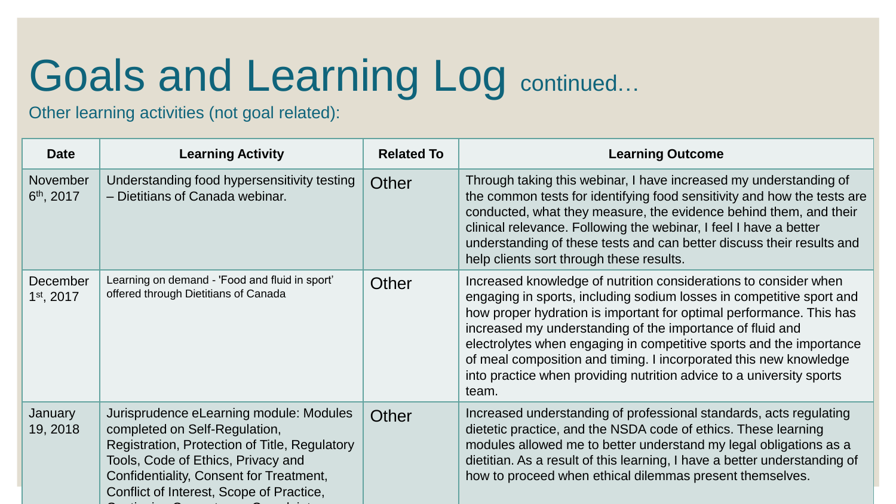# Goals and Learning Log continued…

Other learning activities (not goal related):

| Date | Learning Activity | Related To | Learning Outcome |
|---|---|---|---|
| November 6th, 2017 | Understanding food hypersensitivity testing – Dietitians of Canada webinar. | Other | Through taking this webinar, I have increased my understanding of the common tests for identifying food sensitivity and how the tests are conducted, what they measure, the evidence behind them, and their clinical relevance. Following the webinar, I feel I have a better understanding of these tests and can better discuss their results and help clients sort through these results. |
| December 1st, 2017 | Learning on demand - 'Food and fluid in sport' offered through Dietitians of Canada | Other | Increased knowledge of nutrition considerations to consider when engaging in sports, including sodium losses in competitive sport and how proper hydration is important for optimal performance. This has increased my understanding of the importance of fluid and electrolytes when engaging in competitive sports and the importance of meal composition and timing. I incorporated this new knowledge into practice when providing nutrition advice to a university sports team. |
| January 19, 2018 | Jurisprudence eLearning module: Modules completed on Self-Regulation, Registration, Protection of Title, Regulatory Tools, Code of Ethics, Privacy and Confidentiality, Consent for Treatment, Conflict of Interest, Scope of Practice, | Other | Increased understanding of professional standards, acts regulating dietetic practice, and the NSDA code of ethics. These learning modules allowed me to better understand my legal obligations as a dietitian. As a result of this learning, I have a better understanding of how to proceed when ethical dilemmas present themselves. |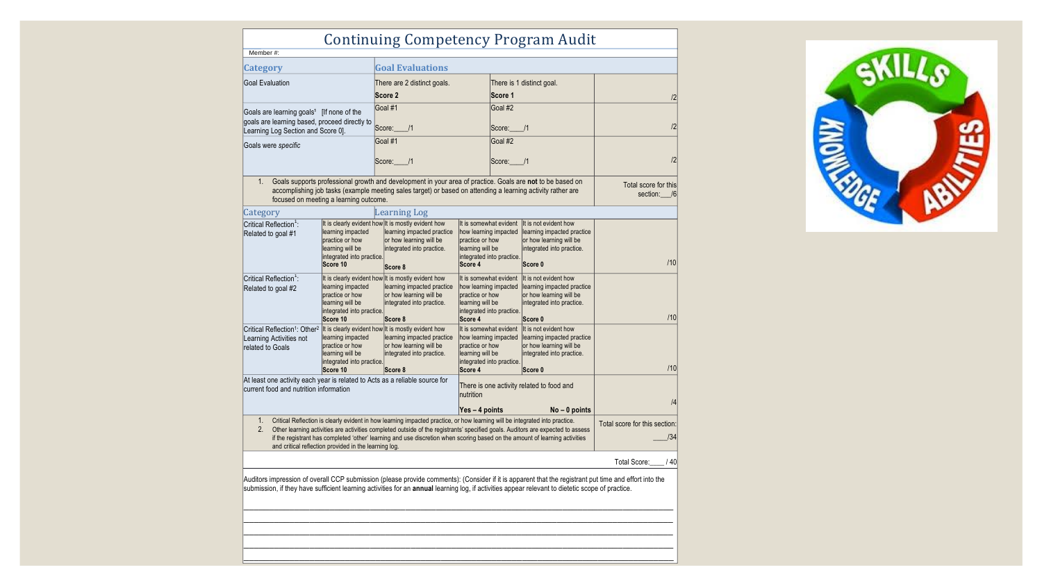# Continuing Competency Program Audit

Member #:

| Category | Goal Evaluations | | |
|---|---|---|---|
| Goal Evaluation | There are 2 distinct goals. **Score 2** | There is 1 distinct goal. **Score 1** | /2 |
| Goals are learning goals[1] [If none of the goals are learning based, proceed directly to Learning Log Section and Score 0]. | Goal #1 Score:____/1 | Goal #2 Score:____/1 | /2 |
| Goals were *specific* | Goal #1 Score:____/1 | Goal #2 Score:____/1 | /2 |

1. Goals supports professional growth and development in your area of practice. Goals are **not** to be based on accomplishing job tasks (example meeting sales target) or based on attending a learning activity rather are focused on meeting a learning outcome.

Total score for this section:___/6

| Category | Learning Log | | | | |
|---|---|---|---|---|---|
| Critical Reflection[1]: Related to goal #1 | It is clearly evident how learning impacted practice or how learning will be integrated into practice. **Score 10** | It is mostly evident how learning impacted practice or how learning will be integrated into practice. **Score 8** | It is somewhat evident how learning impacted practice or how learning will be integrated into practice. **Score 4** | It is not evident how learning impacted practice or how learning will be integrated into practice. **Score 0** | /10 |
| Critical Reflection[1]: Related to goal #2 | It is clearly evident how learning impacted practice or how learning will be integrated into practice. **Score 10** | It is mostly evident how learning impacted practice or how learning will be integrated into practice. **Score 8** | It is somewhat evident how learning impacted practice or how learning will be integrated into practice. **Score 4** | It is not evident how learning impacted practice or how learning will be integrated into practice. **Score 0** | /10 |
| Critical Reflection[1]: Other[2] Learning Activities not related to Goals | It is clearly evident how learning impacted practice or how learning will be integrated into practice. **Score 10** | It is mostly evident how learning impacted practice or how learning will be integrated into practice. **Score 8** | It is somewhat evident how learning impacted practice or how learning will be integrated into practice. **Score 4** | It is not evident how learning impacted practice or how learning will be integrated into practice. **Score 0** | /10 |
| At least one activity each year is related to Acts as a reliable source for current food and nutrition information | | There is one activity related to food and nutrition **Yes – 4 points** | | **No – 0 points** | /4 |

1. Critical Reflection is clearly evident in how learning impacted practice, or how learning will be integrated into practice.
2. Other learning activities are activities completed outside of the registrants' specified goals. Auditors are expected to assess if the registrant has completed 'other' learning and use discretion when scoring based on the amount of learning activities and critical reflection provided in the learning log.

Total score for this section: ____/34

Total Score:____ / 40

Auditors impression of overall CCP submission (please provide comments): (Consider if it is apparent that the registrant put time and effort into the submission, if they have sufficient learning activities for an **annual** learning log, if activities appear relevant to dietetic scope of practice.

_______________________________________________

_______________________________________________

_______________________________________________

_______________________________________________

_______________________________________________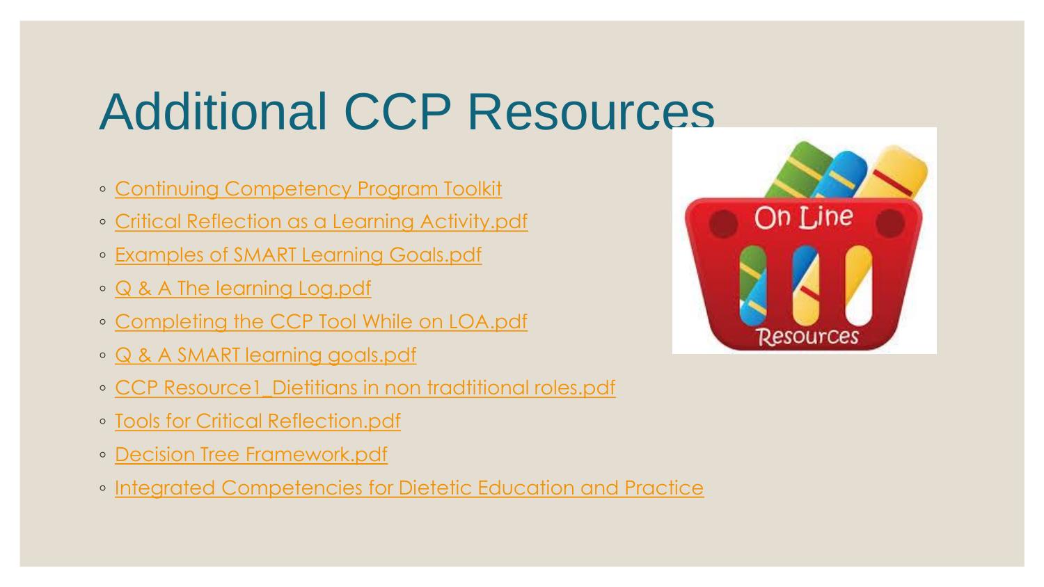# Additional CCP Resources

- Continuing Competency Program Toolkit
- Critical Reflection as a Learning Activity.pdf
- Examples of SMART Learning Goals.pdf
- Q & A The learning Log.pdf
- Completing the CCP Tool While on LOA.pdf
- Q & A SMART learning goals.pdf
- CCP Resource1_Dietitians in non tradtitional roles.pdf
- Tools for Critical Reflection.pdf
- Decision Tree Framework.pdf
- Integrated Competencies for Dietetic Education and Practice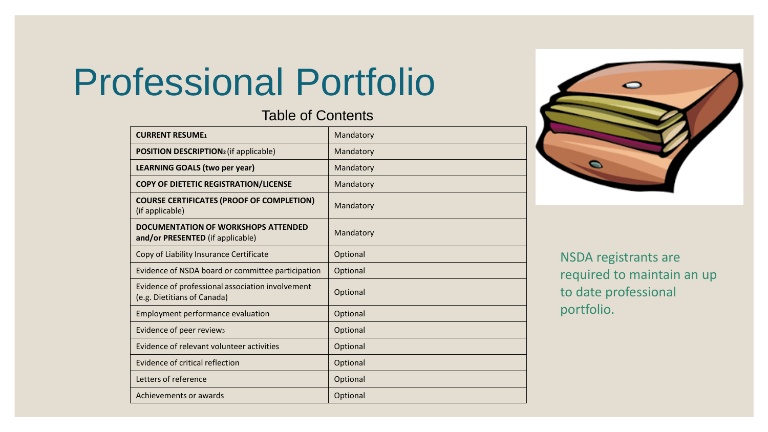# Professional Portfolio

## Table of Contents

| | |
|---|---|
| **CURRENT RESUME**[1] | Mandatory |
| **POSITION DESCRIPTION**[2] (if applicable) | Mandatory |
| **LEARNING GOALS (two per year)** | Mandatory |
| **COPY OF DIETETIC REGISTRATION/LICENSE** | Mandatory |
| **COURSE CERTIFICATES (PROOF OF COMPLETION)** (if applicable) | Mandatory |
| **DOCUMENTATION OF WORKSHOPS ATTENDED and/or PRESENTED** (if applicable) | Mandatory |
| Copy of Liability Insurance Certificate | Optional |
| Evidence of NSDA board or committee participation | Optional |
| Evidence of professional association involvement (e.g. Dietitians of Canada) | Optional |
| Employment performance evaluation | Optional |
| Evidence of peer review[3] | Optional |
| Evidence of relevant volunteer activities | Optional |
| Evidence of critical reflection | Optional |
| Letters of reference | Optional |
| Achievements or awards | Optional |

NSDA registrants are required to maintain an up to date professional portfolio.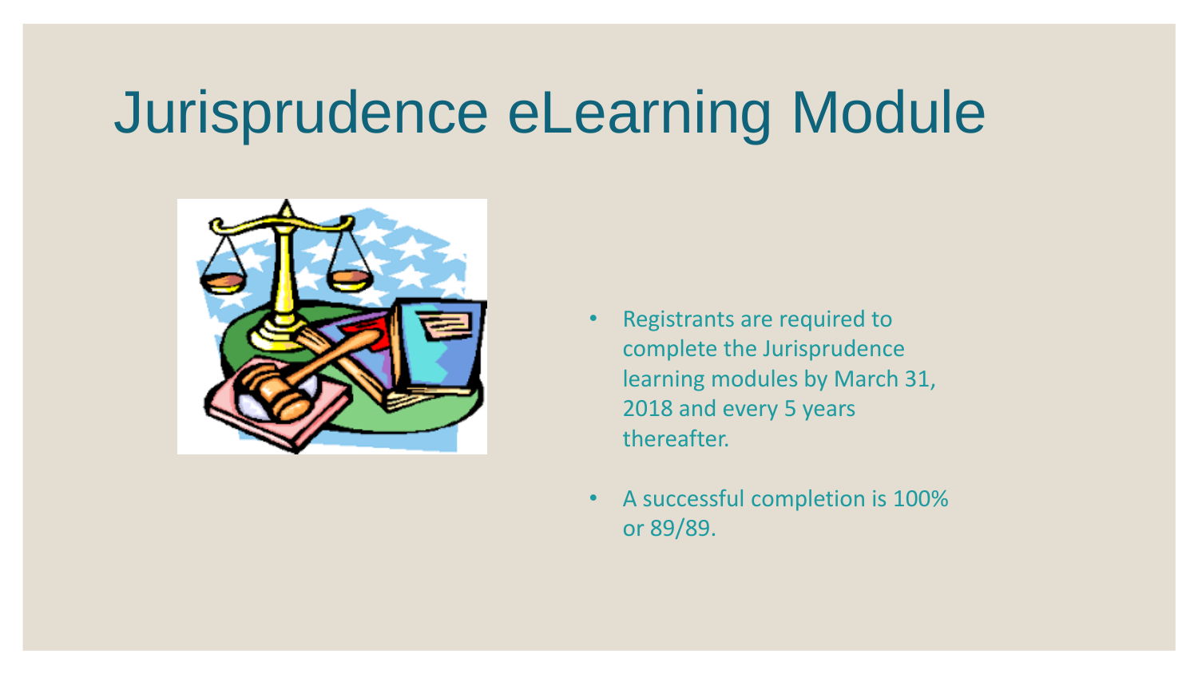# Jurisprudence eLearning Module

- Registrants are required to complete the Jurisprudence learning modules by March 31, 2018 and every 5 years thereafter.
- A successful completion is 100% or 89/89.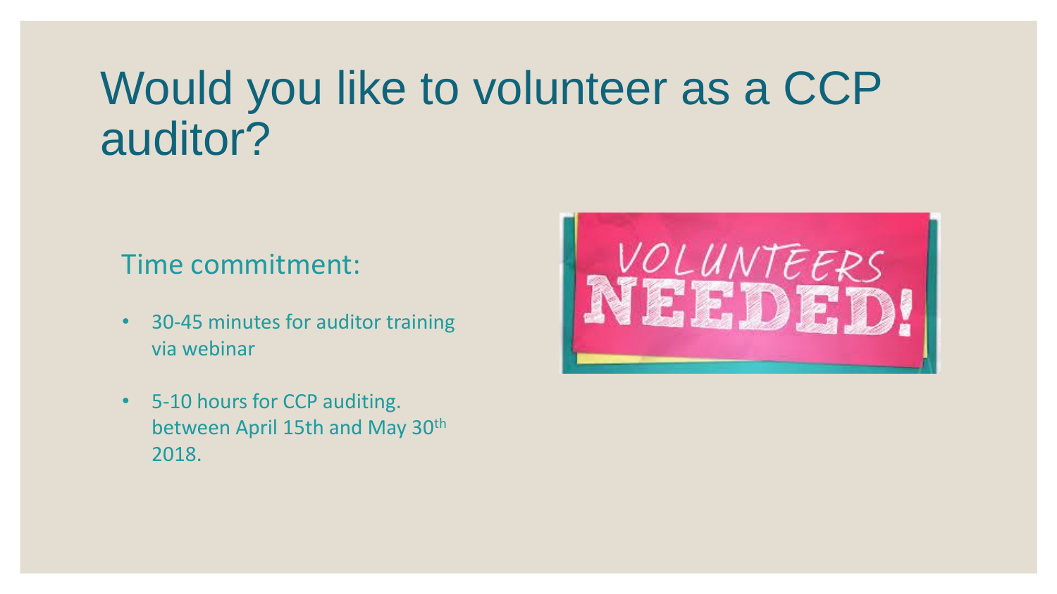# Would you like to volunteer as a CCP auditor?

Time commitment:

- 30-45 minutes for auditor training via webinar
- 5-10 hours for CCP auditing. between April 15th and May 30th 2018.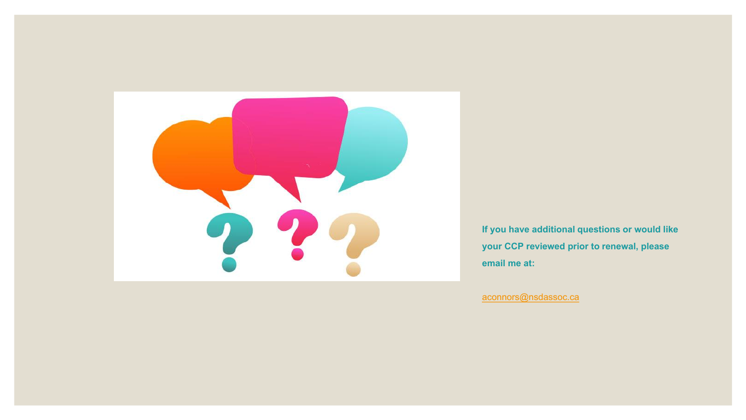**If you have additional questions or would like your CCP reviewed prior to renewal, please email me at:**

aconnors@nsdassoc.ca